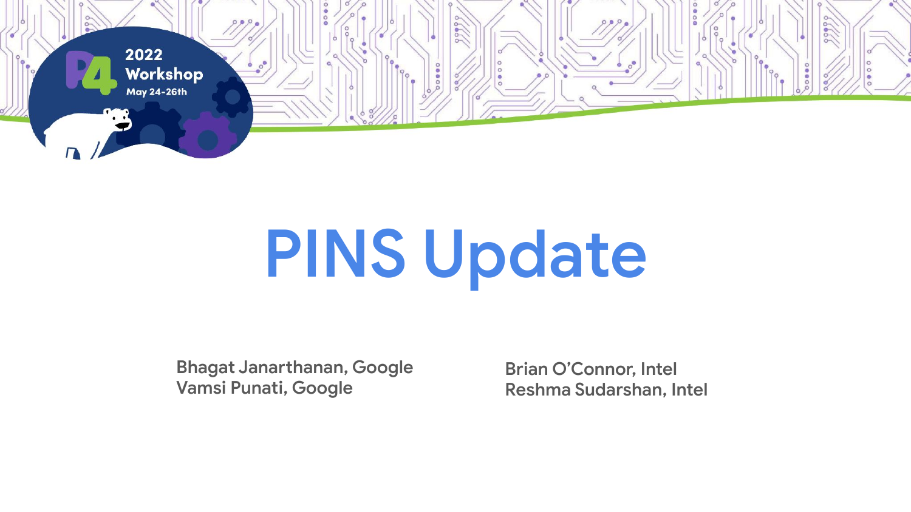2022 Workshop
May 24-26th

# PINS Update

Bhagat Janarthanan, Google
Vamsi Punati, Google

Brian O'Connor, Intel
Reshma Sudarshan, Intel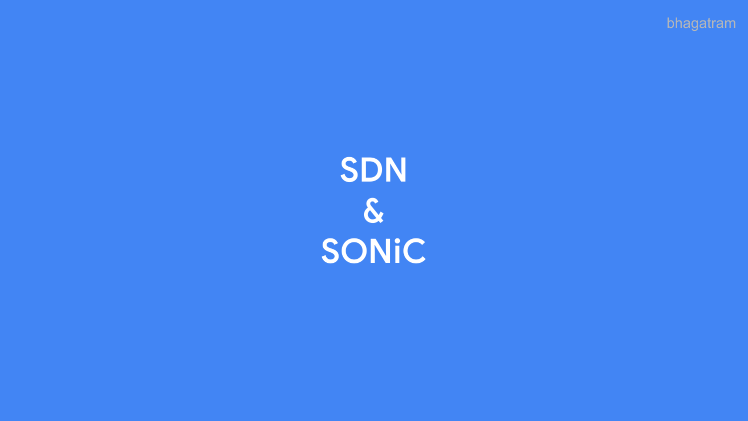# SDN
# &
# SONiC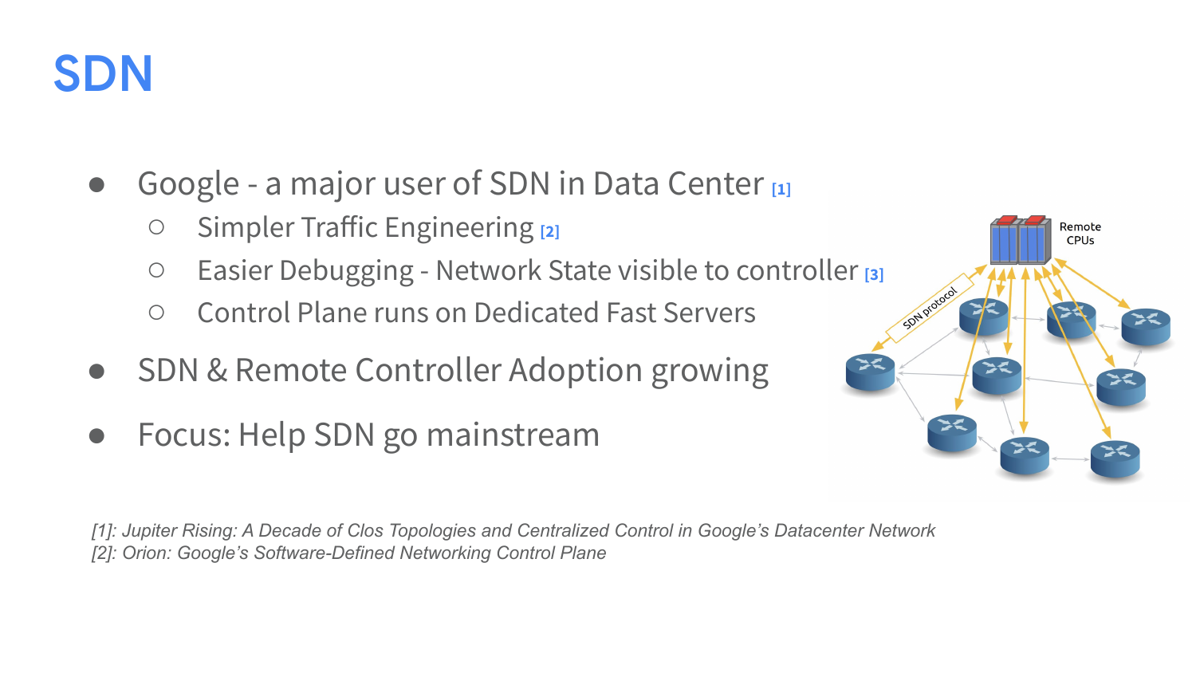# SDN

- Google - a major user of SDN in Data Center [1]
  - Simpler Traffic Engineering [2]
  - Easier Debugging - Network State visible to controller [3]
  - Control Plane runs on Dedicated Fast Servers
- SDN & Remote Controller Adoption growing
- Focus: Help SDN go mainstream

*[1]: Jupiter Rising: A Decade of Clos Topologies and Centralized Control in Google's Datacenter Network*
*[2]: Orion: Google's Software-Defined Networking Control Plane*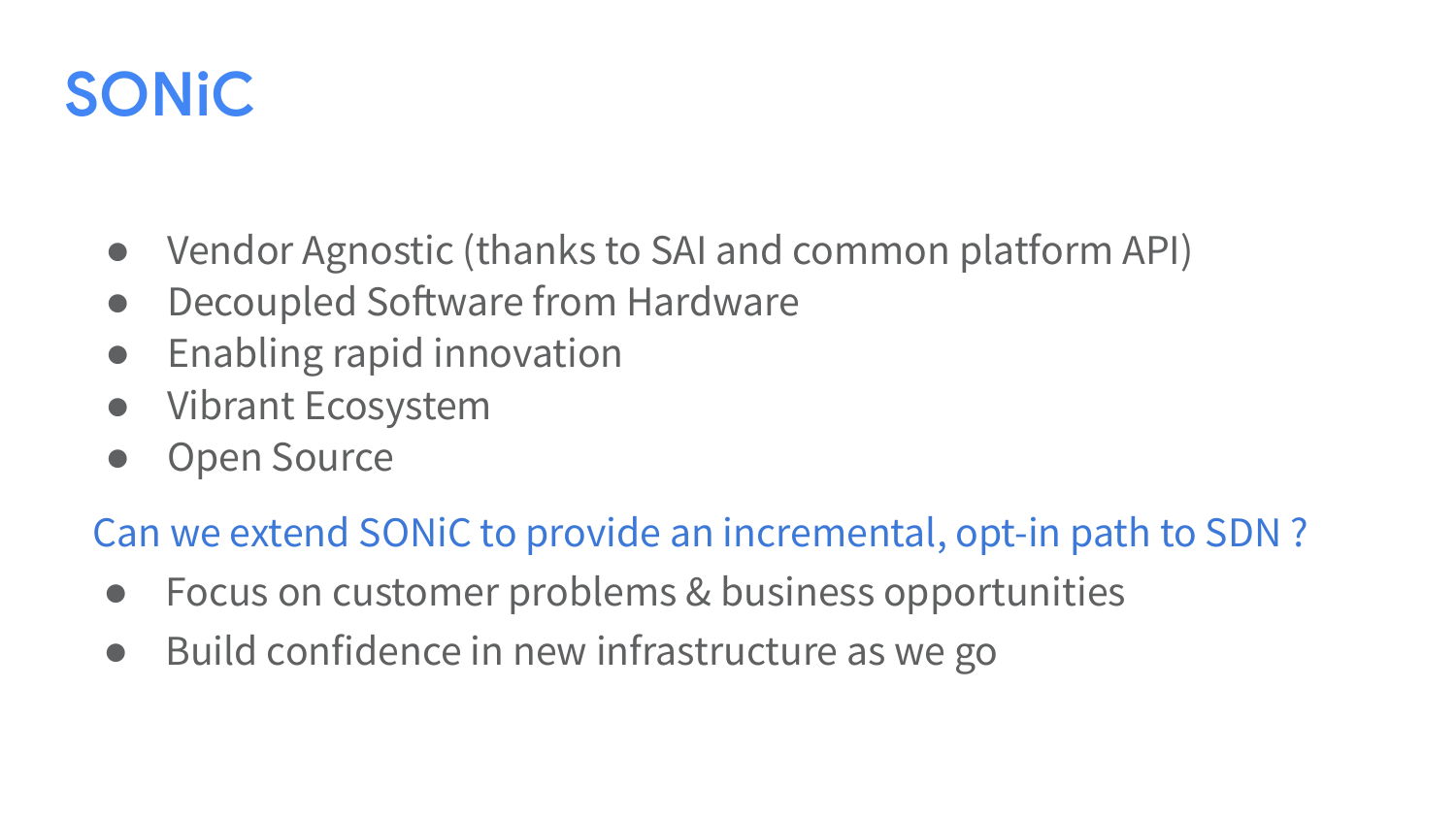# SONiC

- Vendor Agnostic (thanks to SAI and common platform API)
- Decoupled Software from Hardware
- Enabling rapid innovation
- Vibrant Ecosystem
- Open Source

Can we extend SONiC to provide an incremental, opt-in path to SDN ?

- Focus on customer problems & business opportunities
- Build confidence in new infrastructure as we go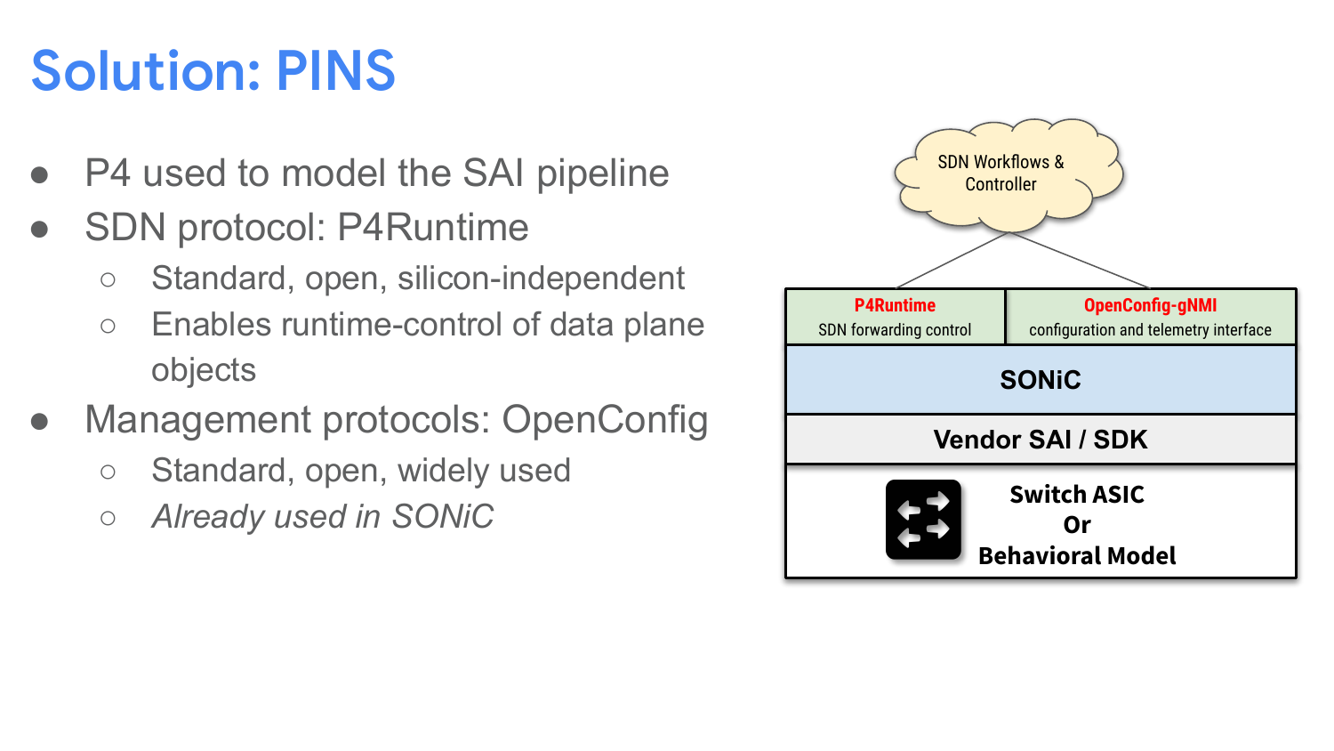# Solution: PINS

- P4 used to model the SAI pipeline
- SDN protocol: P4Runtime
  - Standard, open, silicon-independent
  - Enables runtime-control of data plane objects
- Management protocols: OpenConfig
  - Standard, open, widely used
  - *Already used in SONiC*

SDN Workflows & Controller

| **P4Runtime** SDN forwarding control | **OpenConfig-gNMI** configuration and telemetry interface |
|---|---|
| **SONiC** | |
| **Vendor SAI / SDK** | |
| **Switch ASIC Or Behavioral Model** | |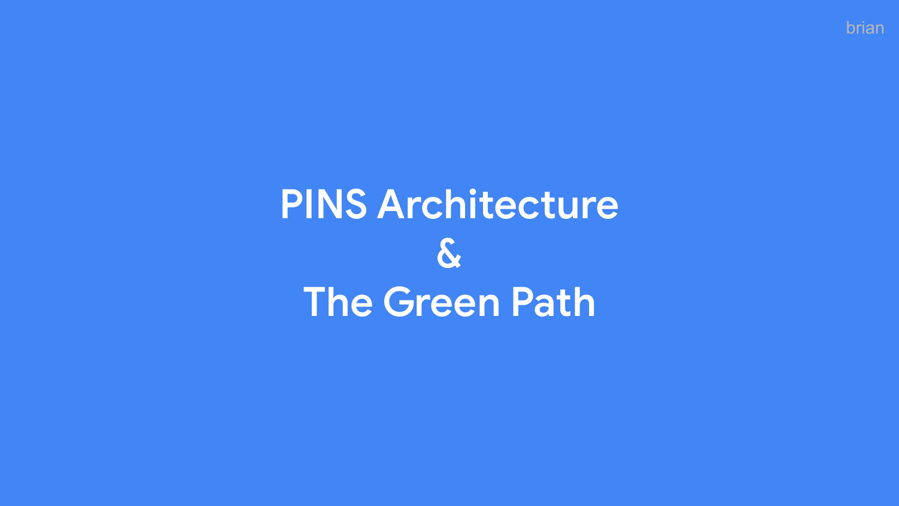brian

# PINS Architecture
# &
# The Green Path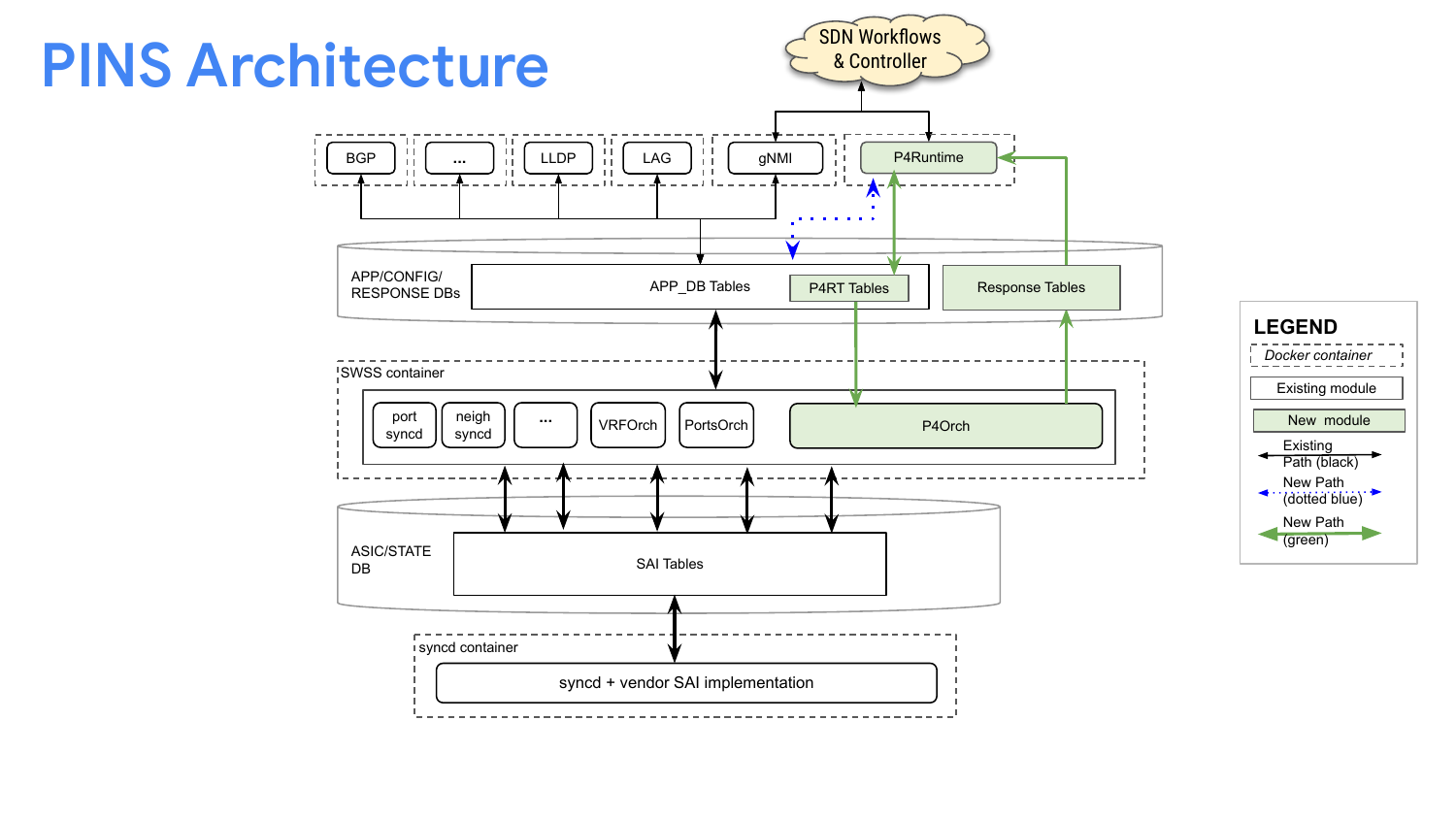# PINS Architecture

SDN Workflows & Controller

BGP | ... | LLDP | LAG | gNMI | P4Runtime

APP/CONFIG/ RESPONSE DBs

APP_DB Tables | P4RT Tables | Response Tables

SWSS container

port syncd | neigh syncd | ... | VRFOrch | PortsOrch | P4Orch

ASIC/STATE DB

SAI Tables

syncd container

syncd + vendor SAI implementation

**LEGEND**

- *Docker container*
- Existing module
- New module
- Existing Path (black)
- New Path (dotted blue)
- New Path (green)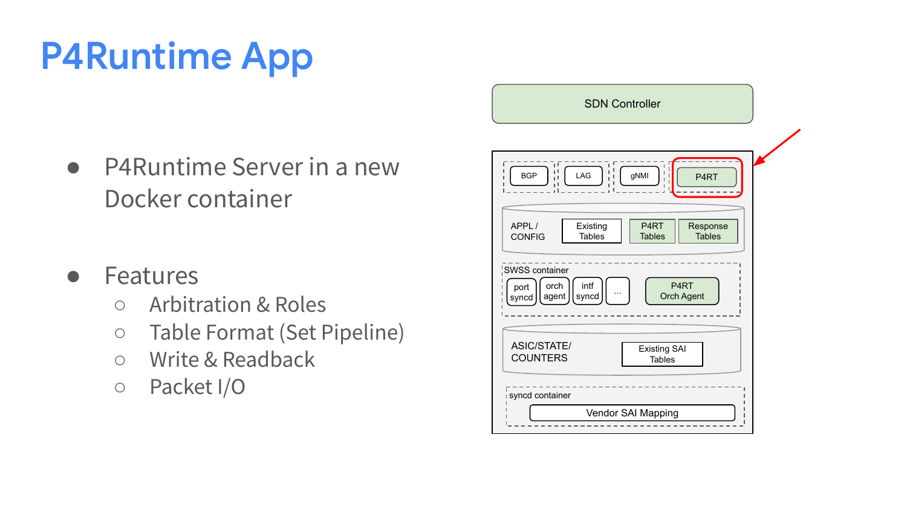# P4Runtime App

- P4Runtime Server in a new Docker container

- Features
  - Arbitration & Roles
  - Table Format (Set Pipeline)
  - Write & Readback
  - Packet I/O

SDN Controller

BGP | LAG | gNMI | P4RT

APPL / CONFIG | Existing Tables | P4RT Tables | Response Tables

SWSS container: port syncd | orch agent | intf syncd | ... | P4RT Orch Agent

ASIC/STATE/ COUNTERS | Existing SAI Tables

syncd container: Vendor SAI Mapping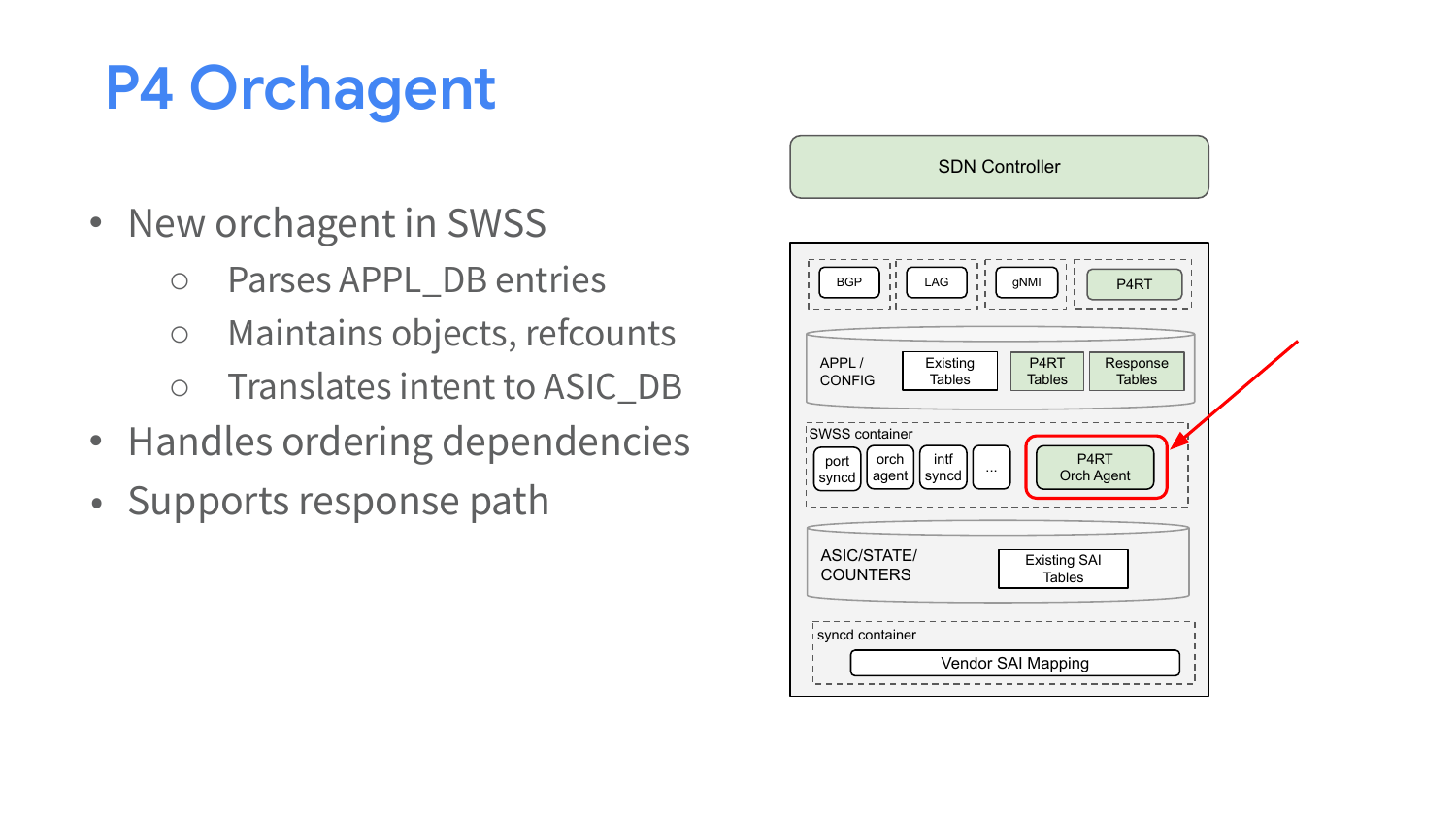# P4 Orchagent

- New orchagent in SWSS
  - Parses APPL_DB entries
  - Maintains objects, refcounts
  - Translates intent to ASIC_DB
- Handles ordering dependencies
- Supports response path

SDN Controller

BGP | LAG | gNMI | P4RT

APPL / CONFIG | Existing Tables | P4RT Tables | Response Tables

SWSS container: port syncd | orch agent | intf syncd | ... | P4RT Orch Agent

ASIC/STATE/ COUNTERS | Existing SAI Tables

syncd container: Vendor SAI Mapping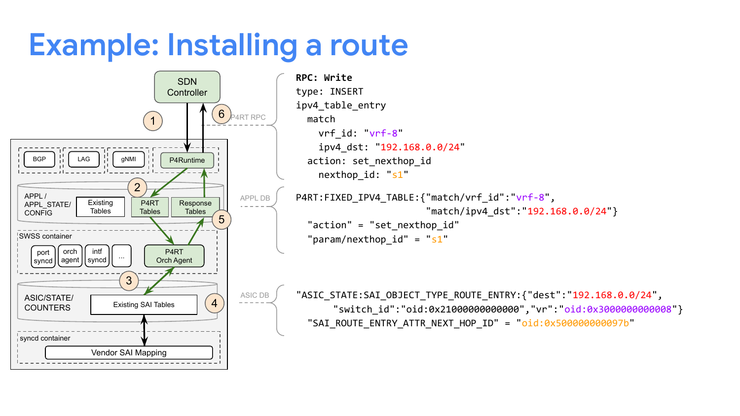# Example: Installing a route

SDN Controller

1

6

P4RT RPC

BGP | LAG | gNMI | P4Runtime

2

APPL / APPL_STATE/ CONFIG | Existing Tables | P4RT Tables | Response Tables

5

SWSS container

port syncd | orch agent | intf syncd | ... | P4RT Orch Agent

3

ASIC/STATE/ COUNTERS | Existing SAI Tables

4

syncd container

Vendor SAI Mapping

```
RPC: Write
type: INSERT
ipv4_table_entry
  match
    vrf_id: "vrf-8"
    ipv4_dst: "192.168.0.0/24"
  action: set_nexthop_id
    nexthop_id: "s1"
```

APPL DB

```
P4RT:FIXED_IPV4_TABLE:{"match/vrf_id":"vrf-8",
                       "match/ipv4_dst":"192.168.0.0/24"}
  "action" = "set_nexthop_id"
  "param/nexthop_id" = "s1"
```

ASIC DB

```
"ASIC_STATE:SAI_OBJECT_TYPE_ROUTE_ENTRY:{"dest":"192.168.0.0/24",
      "switch_id":"oid:0x21000000000000","vr":"oid:0x3000000000008"}
  "SAI_ROUTE_ENTRY_ATTR_NEXT_HOP_ID" = "oid:0x500000000097b"
```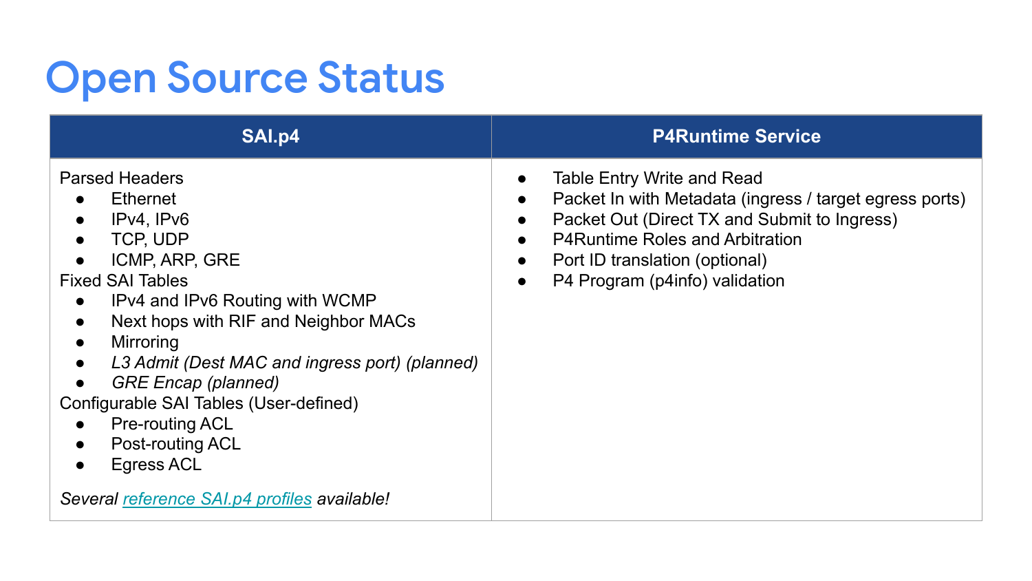# Open Source Status

| SAI.p4 | P4Runtime Service |
| --- | --- |
| Parsed Headers<br>• Ethernet<br>• IPv4, IPv6<br>• TCP, UDP<br>• ICMP, ARP, GRE<br>Fixed SAI Tables<br>• IPv4 and IPv6 Routing with WCMP<br>• Next hops with RIF and Neighbor MACs<br>• Mirroring<br>• *L3 Admit (Dest MAC and ingress port) (planned)*<br>• *GRE Encap (planned)*<br>Configurable SAI Tables (User-defined)<br>• Pre-routing ACL<br>• Post-routing ACL<br>• Egress ACL<br><br>*Several reference SAI.p4 profiles available!* | • Table Entry Write and Read<br>• Packet In with Metadata (ingress / target egress ports)<br>• Packet Out (Direct TX and Submit to Ingress)<br>• P4Runtime Roles and Arbitration<br>• Port ID translation (optional)<br>• P4 Program (p4info) validation |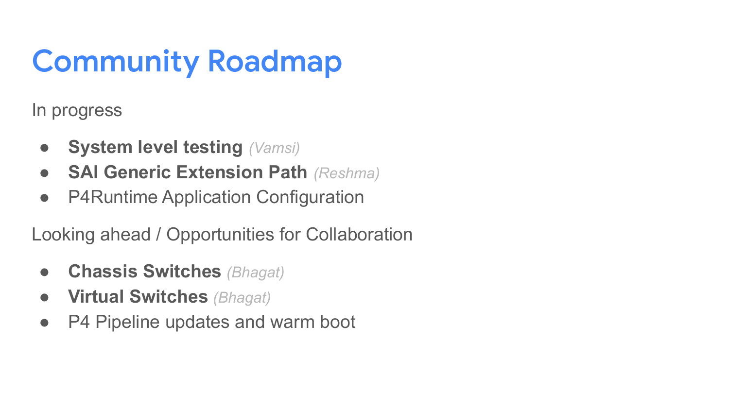# Community Roadmap

In progress

- **System level testing** *(Vamsi)*
- **SAI Generic Extension Path** *(Reshma)*
- P4Runtime Application Configuration

Looking ahead / Opportunities for Collaboration

- **Chassis Switches** *(Bhagat)*
- **Virtual Switches** *(Bhagat)*
- P4 Pipeline updates and warm boot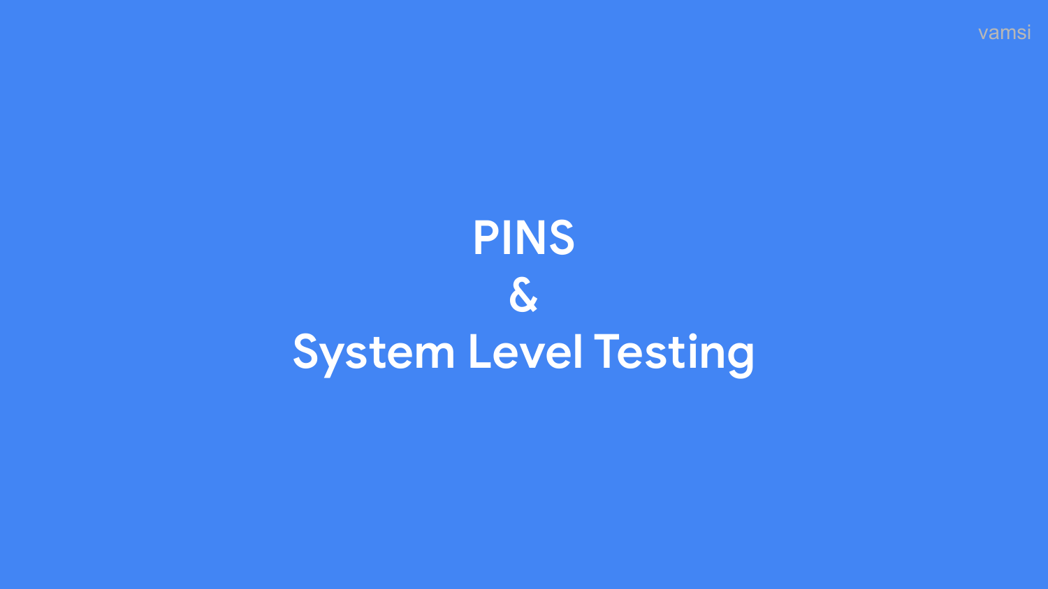# PINS
# &
# System Level Testing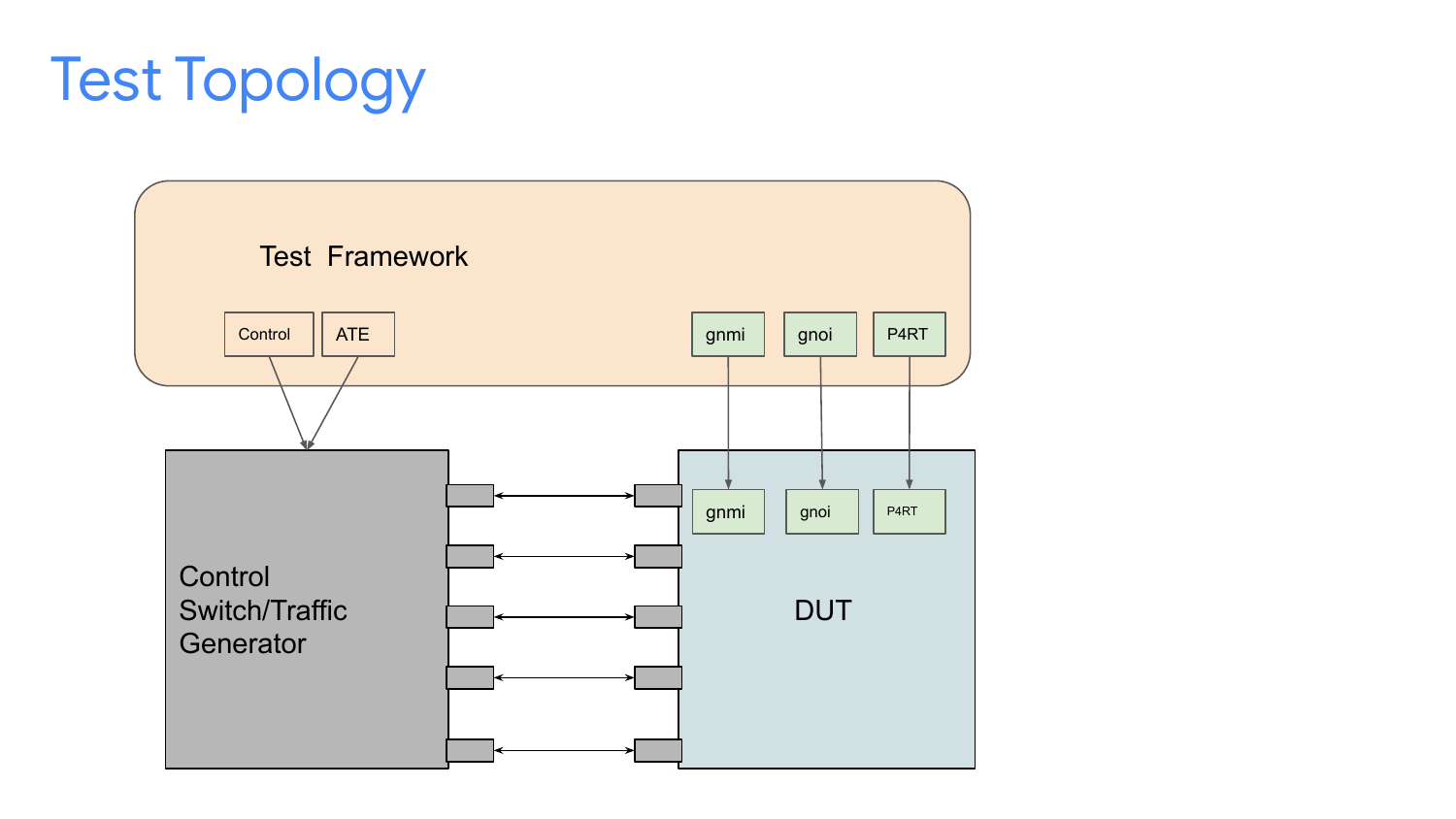# Test Topology

Test Framework

Control

ATE

gnmi

gnoi

P4RT

Control Switch/Traffic Generator

gnmi

gnoi

P4RT

DUT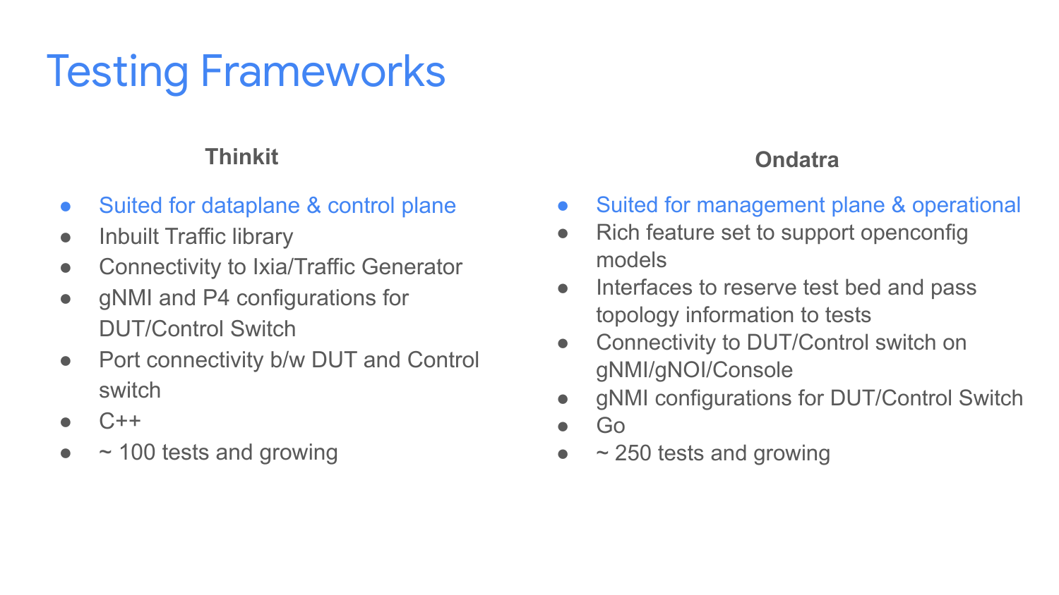# Testing Frameworks

## Thinkit

- Suited for dataplane & control plane
- Inbuilt Traffic library
- Connectivity to Ixia/Traffic Generator
- gNMI and P4 configurations for DUT/Control Switch
- Port connectivity b/w DUT and Control switch
- C++
- ~ 100 tests and growing

## Ondatra

- Suited for management plane & operational
- Rich feature set to support openconfig models
- Interfaces to reserve test bed and pass topology information to tests
- Connectivity to DUT/Control switch on gNMI/gNOI/Console
- gNMI configurations for DUT/Control Switch
- Go
- ~ 250 tests and growing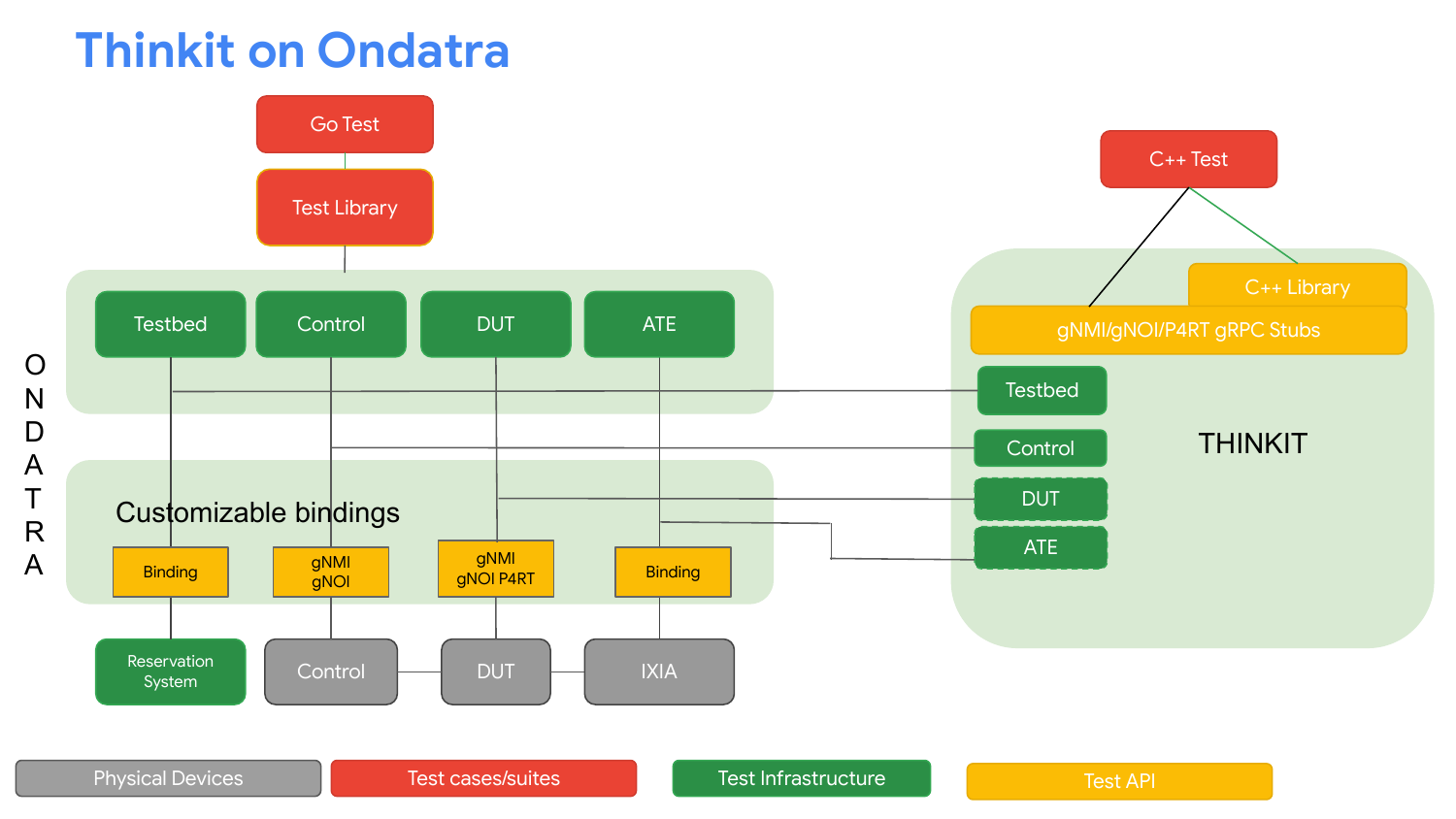# Thinkit on Ondatra

Go Test

Test Library

ONDATRA

Testbed | Control | DUT | ATE

Customizable bindings

Binding | gNMI gNOI | gNMI gNOI P4RT | Binding

Reservation System | Control | DUT | IXIA

C++ Test

C++ Library

gNMI/gNOI/P4RT gRPC Stubs

Testbed

Control

DUT

ATE

THINKIT

Physical Devices | Test cases/suites | Test Infrastructure | Test API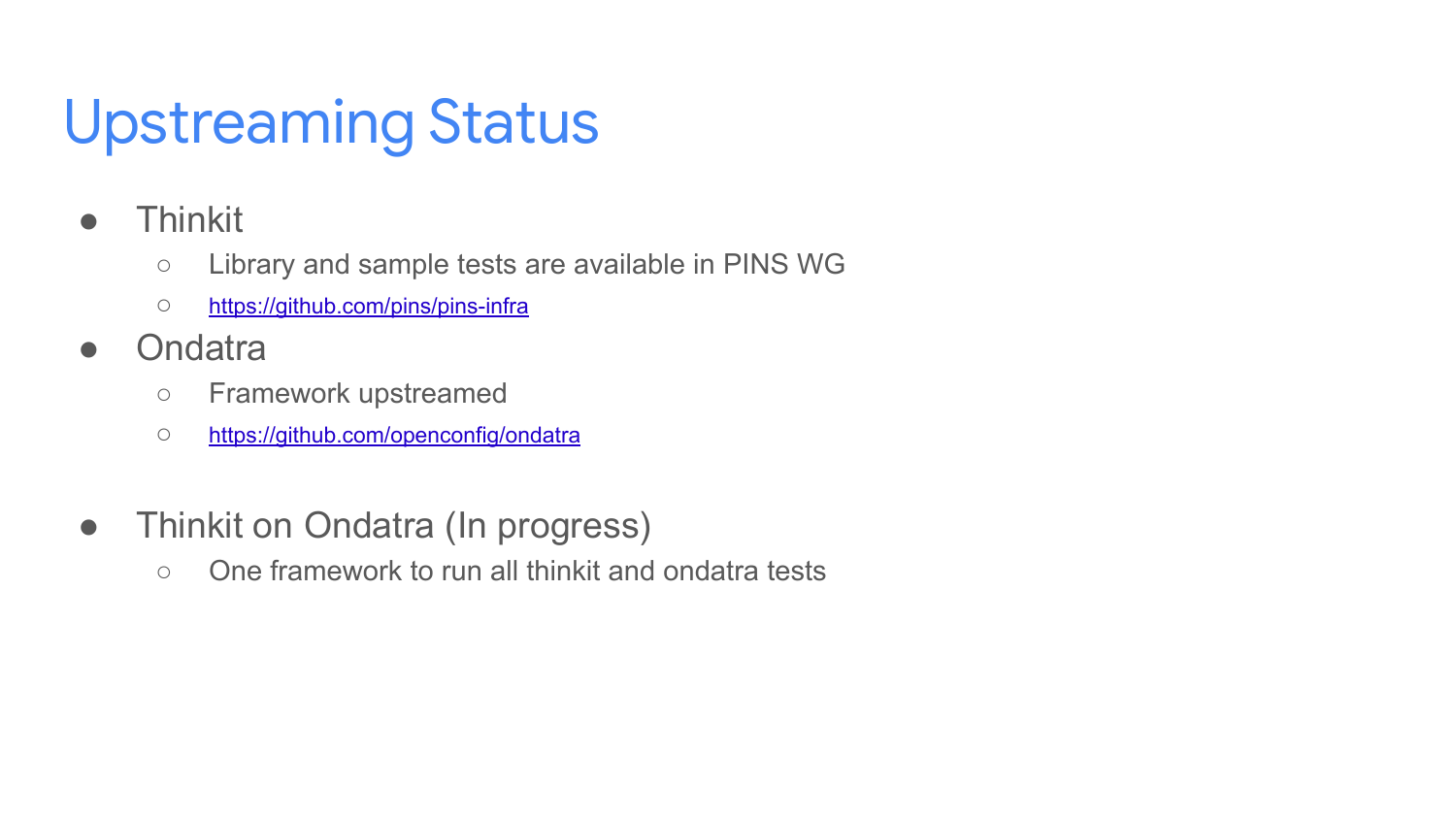# Upstreaming Status

- Thinkit
  - Library and sample tests are available in PINS WG
  - https://github.com/pins/pins-infra
- Ondatra
  - Framework upstreamed
  - https://github.com/openconfig/ondatra

- Thinkit on Ondatra (In progress)
  - One framework to run all thinkit and ondatra tests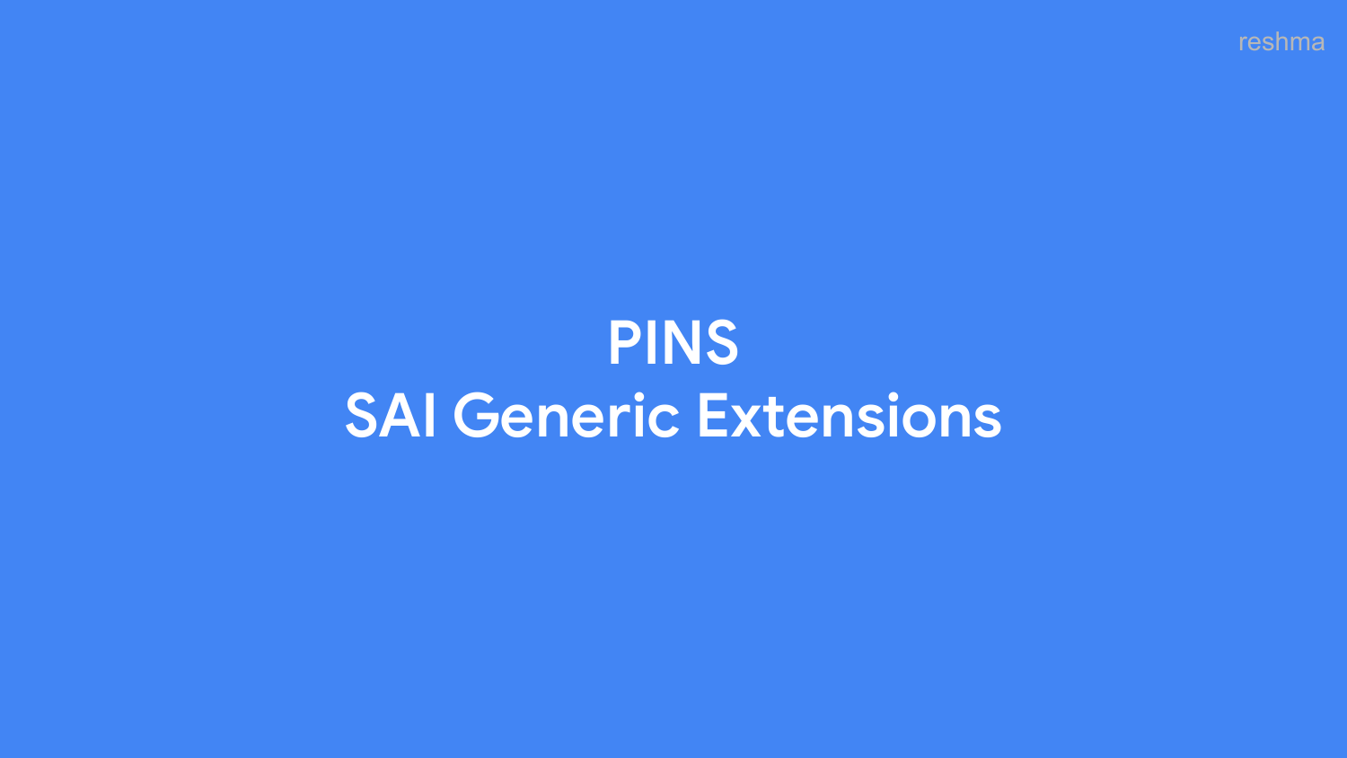# PINS
# SAI Generic Extensions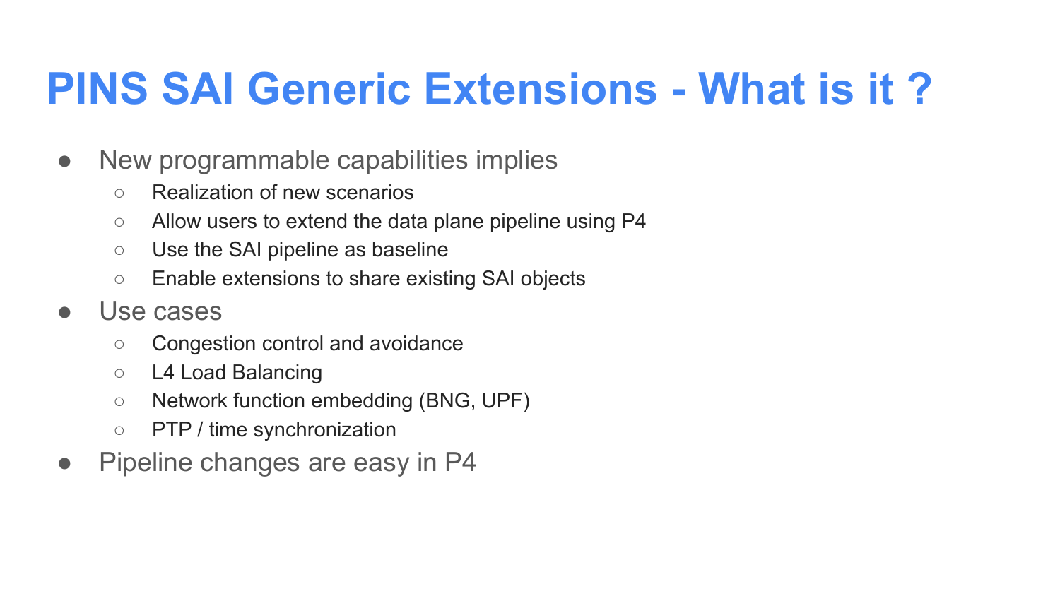# PINS SAI Generic Extensions - What is it ?

- New programmable capabilities implies
  - Realization of new scenarios
  - Allow users to extend the data plane pipeline using P4
  - Use the SAI pipeline as baseline
  - Enable extensions to share existing SAI objects
- Use cases
  - Congestion control and avoidance
  - L4 Load Balancing
  - Network function embedding (BNG, UPF)
  - PTP / time synchronization
- Pipeline changes are easy in P4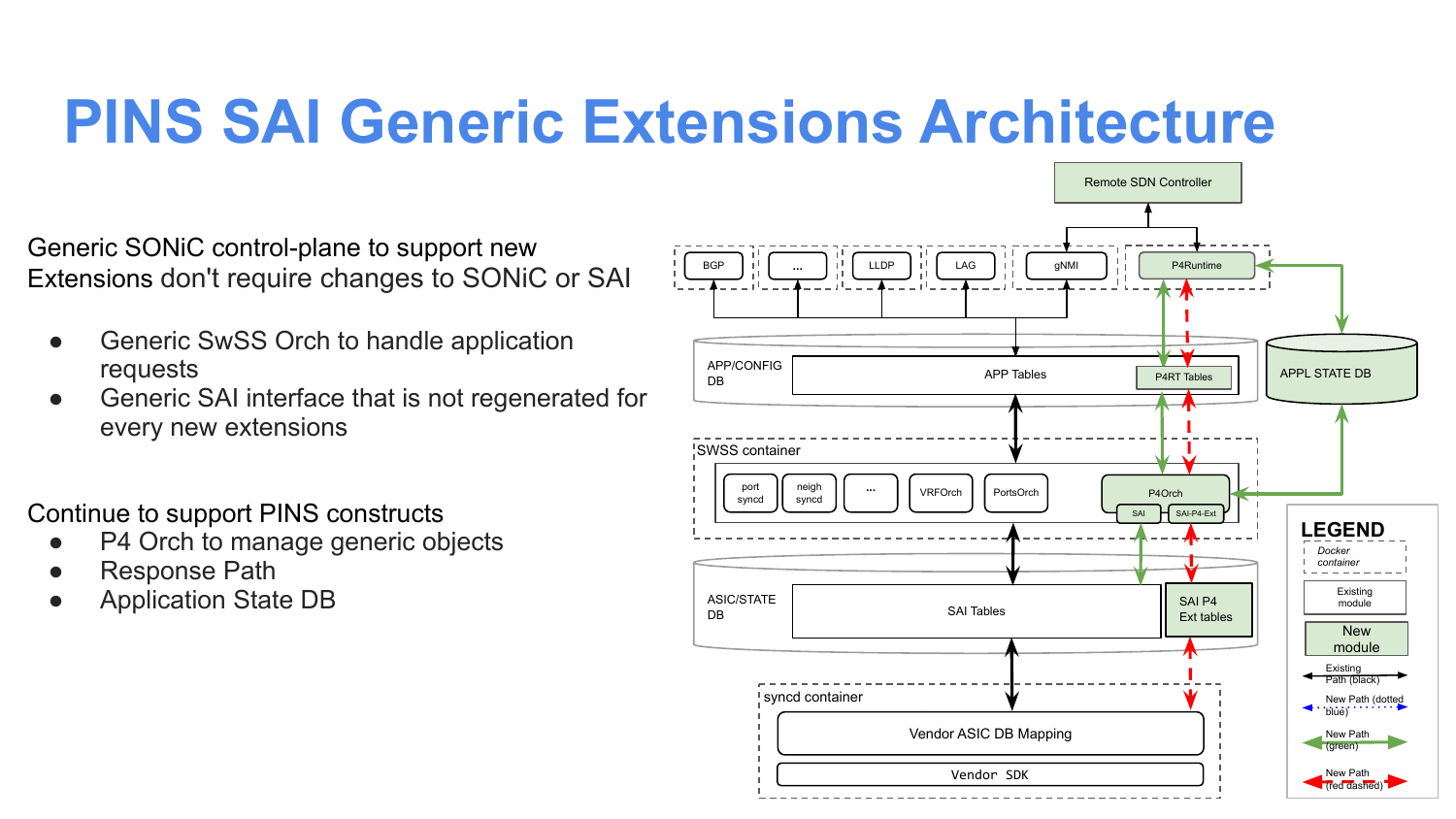# PINS SAI Generic Extensions Architecture

Generic SONiC control-plane to support new Extensions don't require changes to SONiC or SAI

- Generic SwSS Orch to handle application requests
- Generic SAI interface that is not regenerated for every new extensions

Continue to support PINS constructs

- P4 Orch to manage generic objects
- Response Path
- Application State DB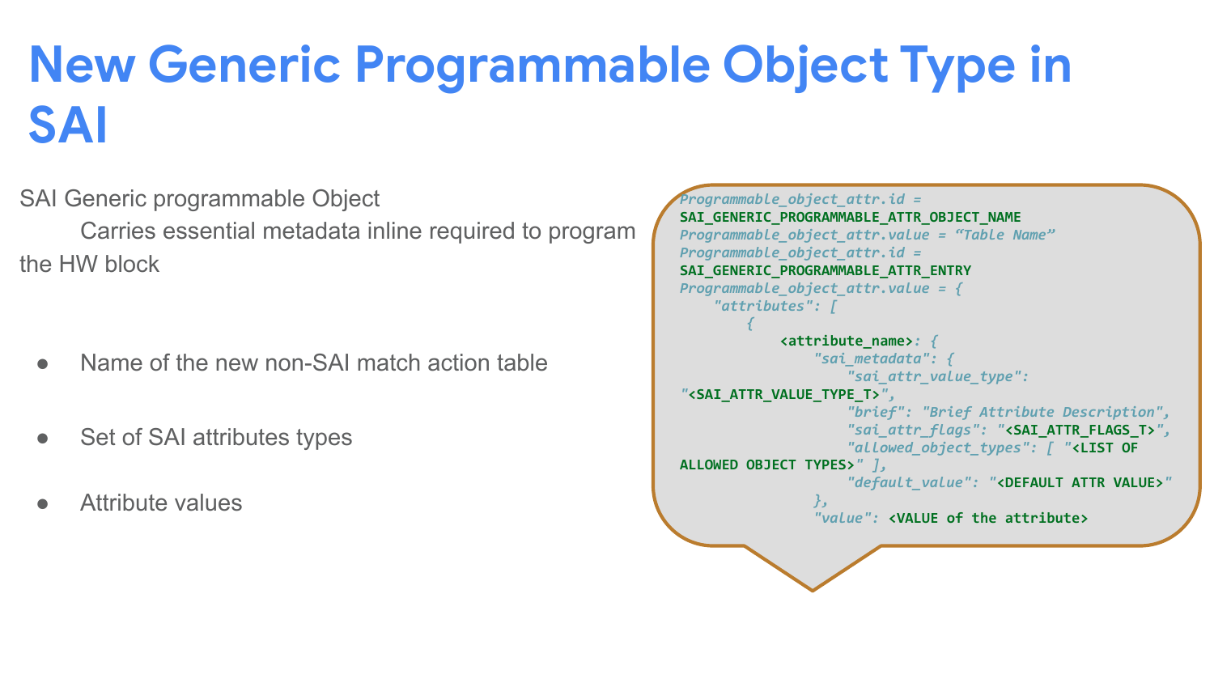# New Generic Programmable Object Type in SAI

SAI Generic programmable Object

Carries essential metadata inline required to program the HW block

- Name of the new non-SAI match action table
- Set of SAI attributes types
- Attribute values

```
Programmable_object_attr.id =
SAI_GENERIC_PROGRAMMABLE_ATTR_OBJECT_NAME
Programmable_object_attr.value = "Table Name"
Programmable_object_attr.id =
SAI_GENERIC_PROGRAMMABLE_ATTR_ENTRY
Programmable_object_attr.value = {
    "attributes": [
        {
            <attribute_name>: {
                "sai_metadata": {
                    "sai_attr_value_type":
"<SAI_ATTR_VALUE_TYPE_T>",
                    "brief": "Brief Attribute Description",
                    "sai_attr_flags": "<SAI_ATTR_FLAGS_T>",
                    "allowed_object_types": [ "<LIST OF
ALLOWED OBJECT TYPES>" ],
                    "default_value": "<DEFAULT ATTR VALUE>"
                },
                "value": <VALUE of the attribute>
```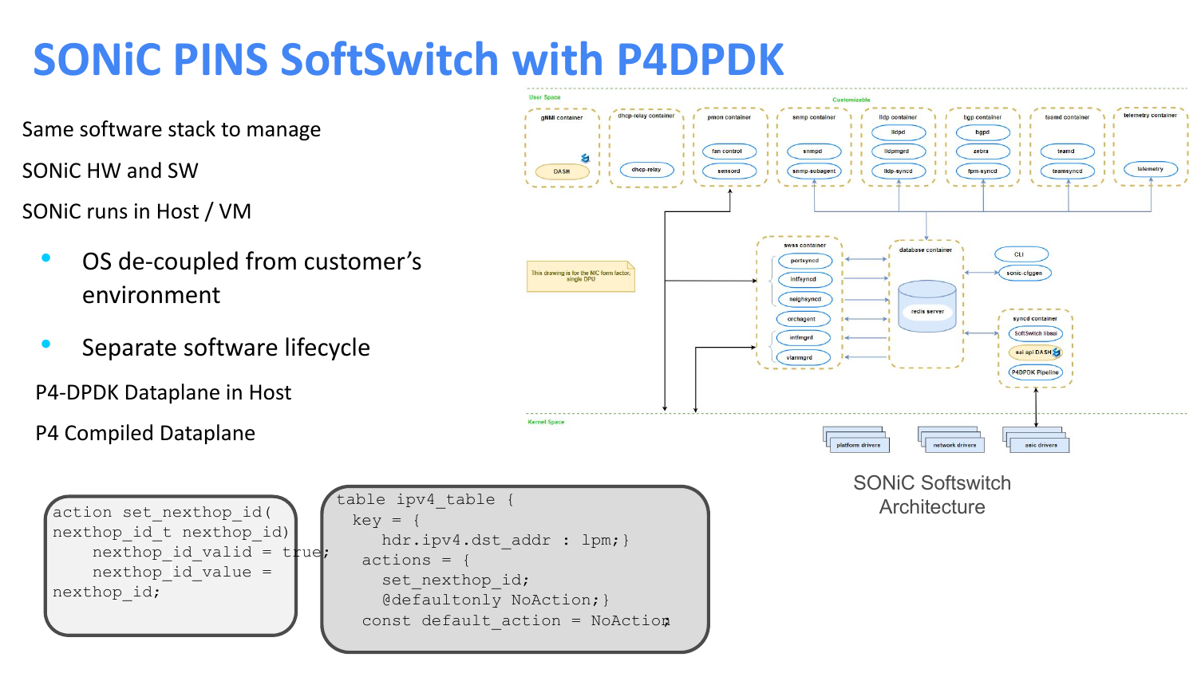# SONiC PINS SoftSwitch with P4DPDK

Same software stack to manage

SONiC HW and SW

SONiC runs in Host / VM

- OS de-coupled from customer's environment
- Separate software lifecycle

P4-DPDK Dataplane in Host

P4 Compiled Dataplane

```
action set_nexthop_id(
nexthop_id_t nexthop_id)
    nexthop_id_valid = true;
    nexthop_id_value =
nexthop_id;
```

```
table ipv4_table {
  key = {
    hdr.ipv4.dst_addr : lpm;}
  actions = {
    set_nexthop_id;
    @defaultonly NoAction;}
  const default_action = NoAction;
```

SONiC Softswitch Architecture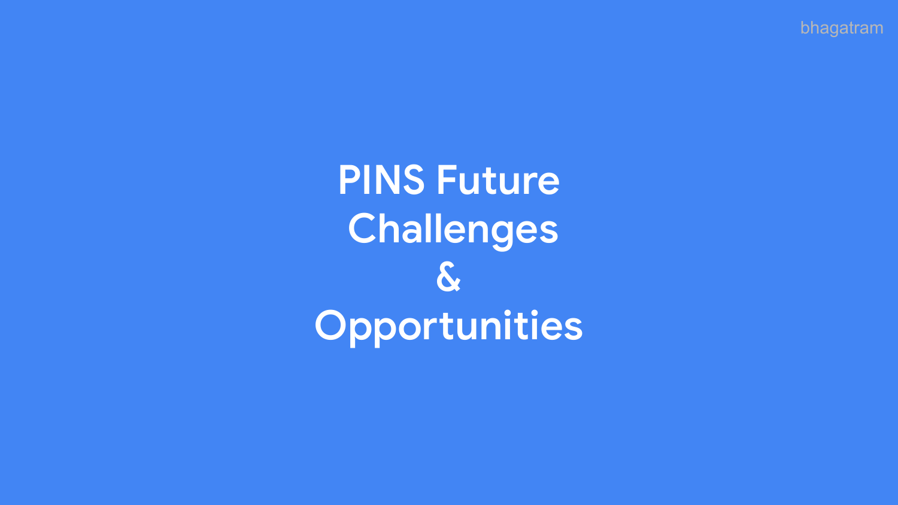# PINS Future Challenges & Opportunities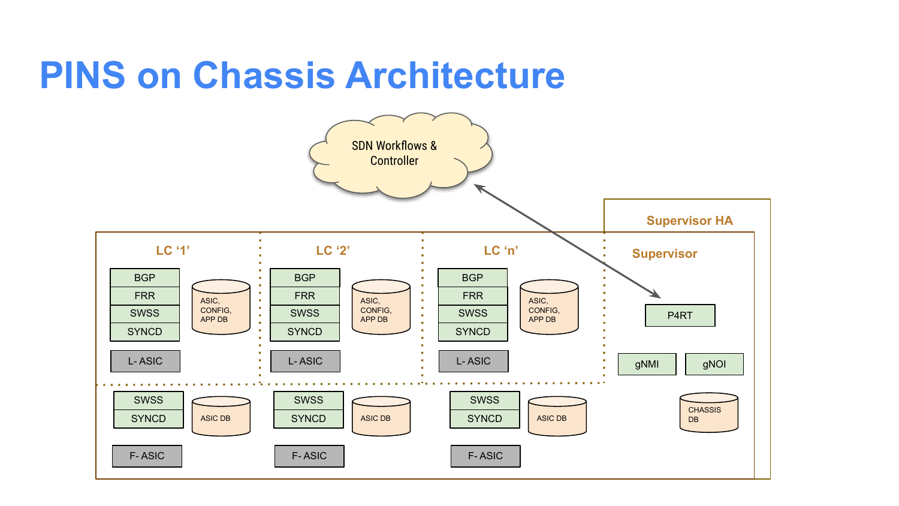# PINS on Chassis Architecture

SDN Workflows & Controller

Supervisor HA

Supervisor

P4RT

gNMI

gNOI

CHASSIS DB

LC '1'

BGP

FRR

SWSS

SYNCD

ASIC, CONFIG, APP DB

L- ASIC

SWSS

SYNCD

ASIC DB

F- ASIC

LC '2'

BGP

FRR

SWSS

SYNCD

ASIC, CONFIG, APP DB

L- ASIC

SWSS

SYNCD

ASIC DB

F- ASIC

LC 'n'

BGP

FRR

SWSS

SYNCD

ASIC, CONFIG, APP DB

L- ASIC

SWSS

SYNCD

ASIC DB

F- ASIC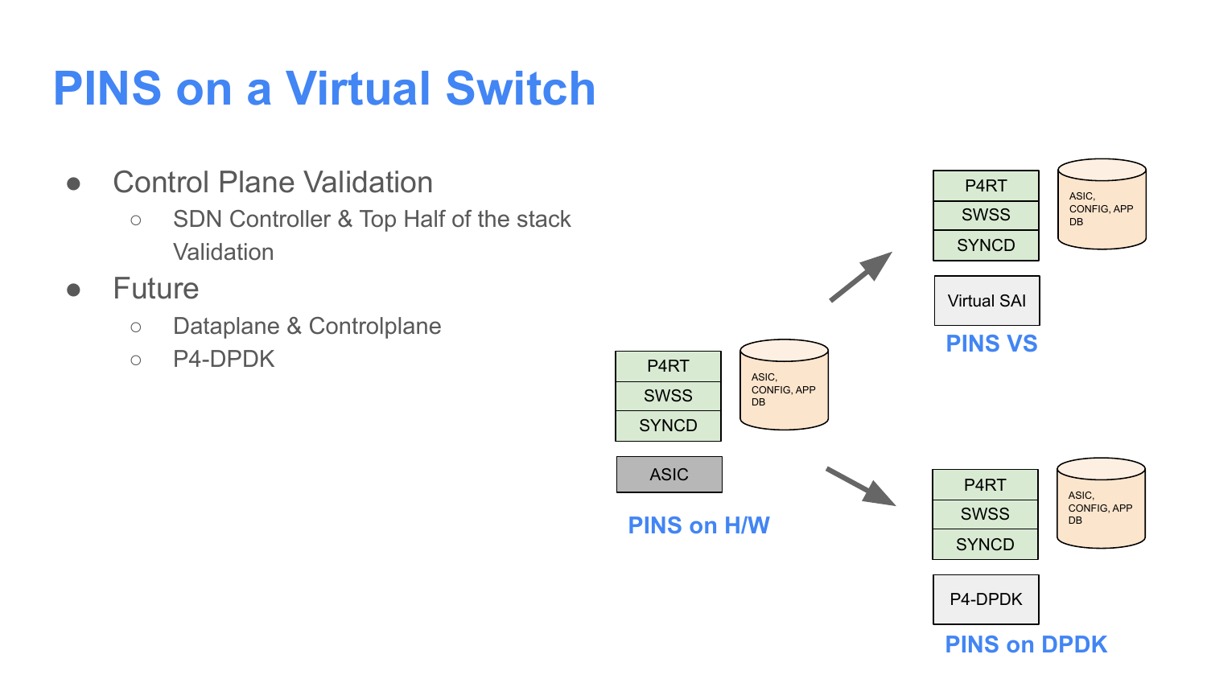# PINS on a Virtual Switch

- Control Plane Validation
  - SDN Controller & Top Half of the stack Validation
- Future
  - Dataplane & Controlplane
  - P4-DPDK

P4RT
SWSS
SYNCD
ASIC
ASIC, CONFIG, APP DB
**PINS on H/W**

P4RT
SWSS
SYNCD
Virtual SAI
ASIC, CONFIG, APP DB
**PINS VS**

P4RT
SWSS
SYNCD
P4-DPDK
ASIC, CONFIG, APP DB
**PINS on DPDK**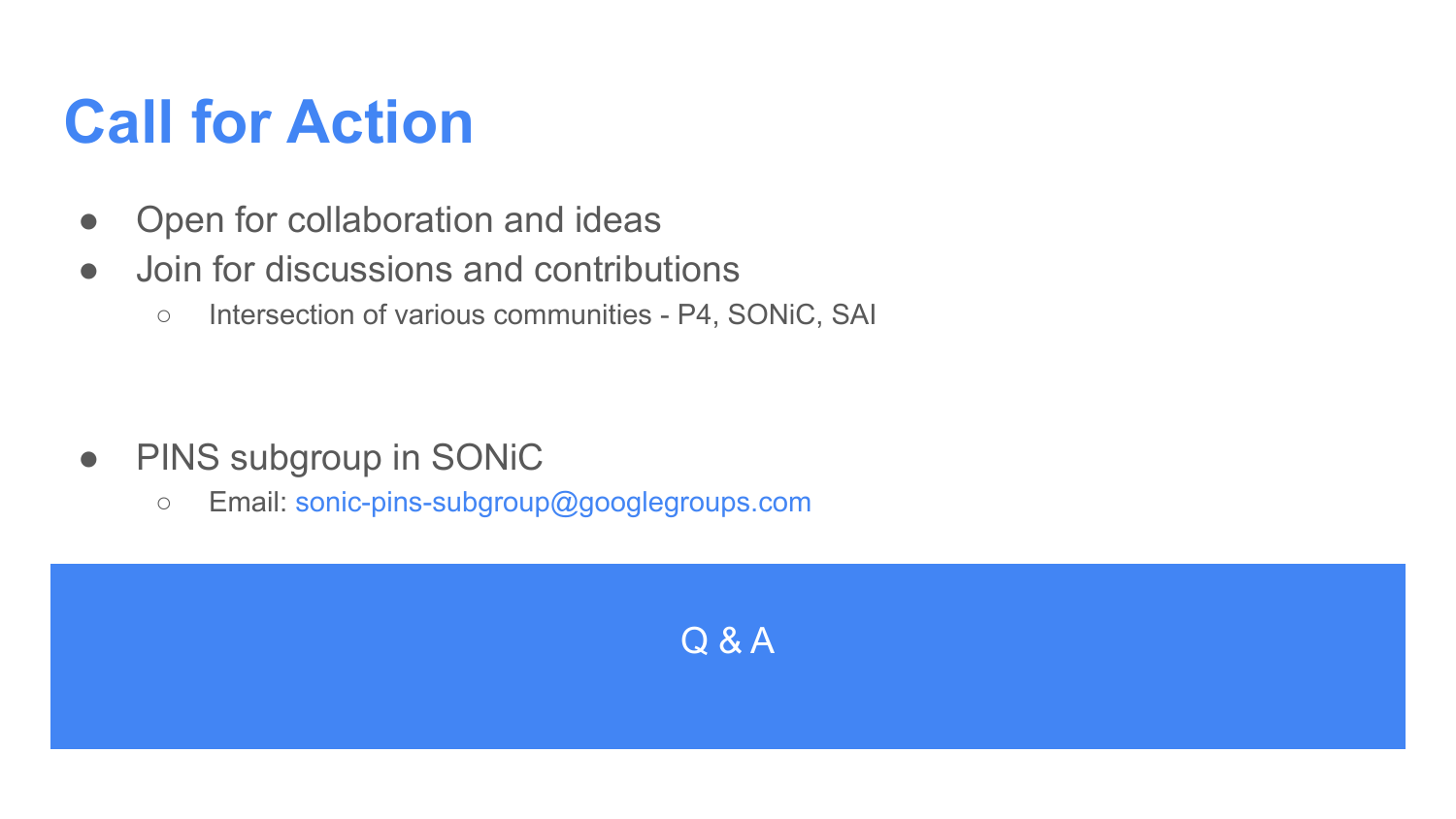# Call for Action

- Open for collaboration and ideas
- Join for discussions and contributions
  - Intersection of various communities - P4, SONiC, SAI

- PINS subgroup in SONiC
  - Email: sonic-pins-subgroup@googlegroups.com

Q & A